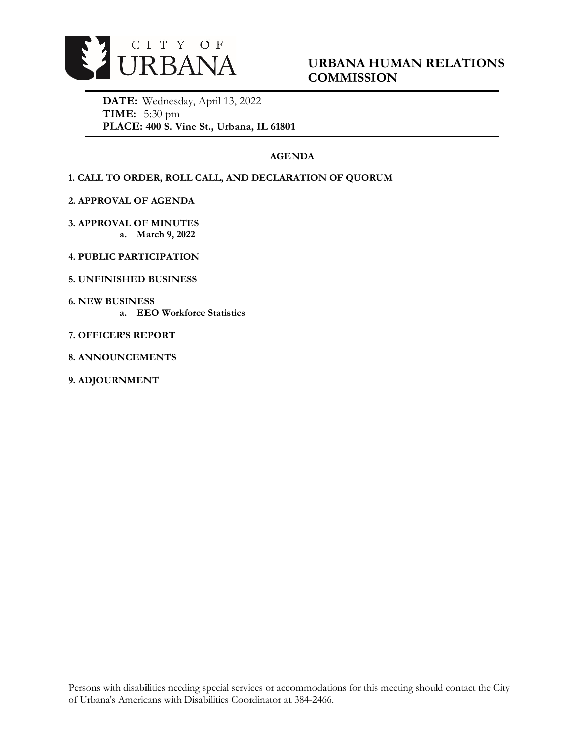CITY OF URBANA

# URBANA HUMAN RELATIONS COMMISSION

**DATE:** Wednesday, April 13, 2022
**TIME:** 5:30 pm
**PLACE: 400 S. Vine St., Urbana, IL 61801**

## AGENDA

**1. CALL TO ORDER, ROLL CALL, AND DECLARATION OF QUORUM**

**2. APPROVAL OF AGENDA**

**3. APPROVAL OF MINUTES**

- **a. March 9, 2022**

**4. PUBLIC PARTICIPATION**

**5. UNFINISHED BUSINESS**

**6. NEW BUSINESS**

- **a. EEO Workforce Statistics**

**7. OFFICER'S REPORT**

**8. ANNOUNCEMENTS**

**9. ADJOURNMENT**

Persons with disabilities needing special services or accommodations for this meeting should contact the City of Urbana's Americans with Disabilities Coordinator at 384-2466.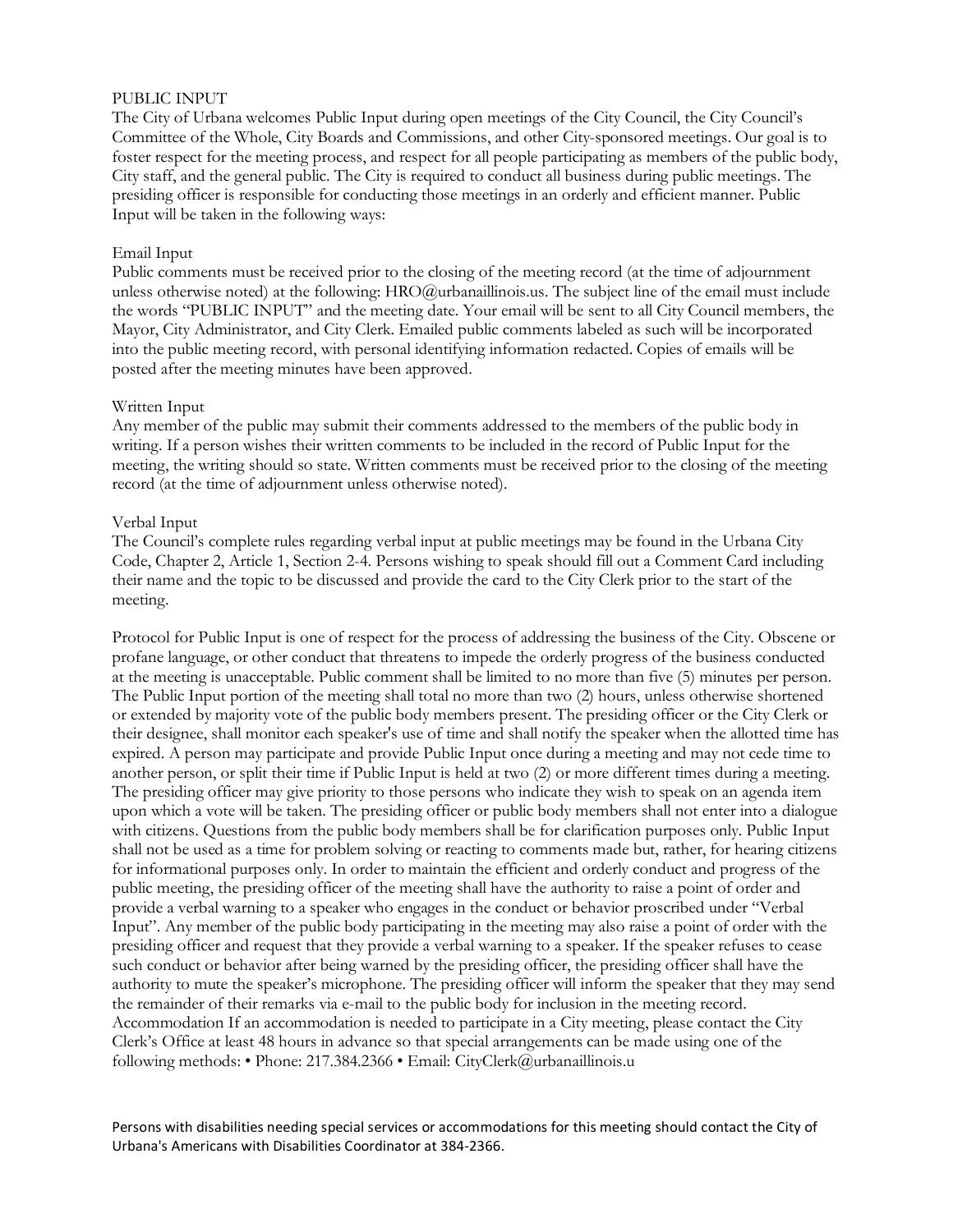## PUBLIC INPUT

The City of Urbana welcomes Public Input during open meetings of the City Council, the City Council's Committee of the Whole, City Boards and Commissions, and other City-sponsored meetings. Our goal is to foster respect for the meeting process, and respect for all people participating as members of the public body, City staff, and the general public. The City is required to conduct all business during public meetings. The presiding officer is responsible for conducting those meetings in an orderly and efficient manner. Public Input will be taken in the following ways:

### Email Input

Public comments must be received prior to the closing of the meeting record (at the time of adjournment unless otherwise noted) at the following: HRO@urbanaillinois.us. The subject line of the email must include the words "PUBLIC INPUT" and the meeting date. Your email will be sent to all City Council members, the Mayor, City Administrator, and City Clerk. Emailed public comments labeled as such will be incorporated into the public meeting record, with personal identifying information redacted. Copies of emails will be posted after the meeting minutes have been approved.

### Written Input

Any member of the public may submit their comments addressed to the members of the public body in writing. If a person wishes their written comments to be included in the record of Public Input for the meeting, the writing should so state. Written comments must be received prior to the closing of the meeting record (at the time of adjournment unless otherwise noted).

### Verbal Input

The Council's complete rules regarding verbal input at public meetings may be found in the Urbana City Code, Chapter 2, Article 1, Section 2-4. Persons wishing to speak should fill out a Comment Card including their name and the topic to be discussed and provide the card to the City Clerk prior to the start of the meeting.

Protocol for Public Input is one of respect for the process of addressing the business of the City. Obscene or profane language, or other conduct that threatens to impede the orderly progress of the business conducted at the meeting is unacceptable. Public comment shall be limited to no more than five (5) minutes per person. The Public Input portion of the meeting shall total no more than two (2) hours, unless otherwise shortened or extended by majority vote of the public body members present. The presiding officer or the City Clerk or their designee, shall monitor each speaker's use of time and shall notify the speaker when the allotted time has expired. A person may participate and provide Public Input once during a meeting and may not cede time to another person, or split their time if Public Input is held at two (2) or more different times during a meeting. The presiding officer may give priority to those persons who indicate they wish to speak on an agenda item upon which a vote will be taken. The presiding officer or public body members shall not enter into a dialogue with citizens. Questions from the public body members shall be for clarification purposes only. Public Input shall not be used as a time for problem solving or reacting to comments made but, rather, for hearing citizens for informational purposes only. In order to maintain the efficient and orderly conduct and progress of the public meeting, the presiding officer of the meeting shall have the authority to raise a point of order and provide a verbal warning to a speaker who engages in the conduct or behavior proscribed under "Verbal Input". Any member of the public body participating in the meeting may also raise a point of order with the presiding officer and request that they provide a verbal warning to a speaker. If the speaker refuses to cease such conduct or behavior after being warned by the presiding officer, the presiding officer shall have the authority to mute the speaker's microphone. The presiding officer will inform the speaker that they may send the remainder of their remarks via e-mail to the public body for inclusion in the meeting record.

Accommodation If an accommodation is needed to participate in a City meeting, please contact the City Clerk's Office at least 48 hours in advance so that special arrangements can be made using one of the following methods: • Phone: 217.384.2366 • Email: CityClerk@urbanaillinois.u

Persons with disabilities needing special services or accommodations for this meeting should contact the City of Urbana's Americans with Disabilities Coordinator at 384-2366.